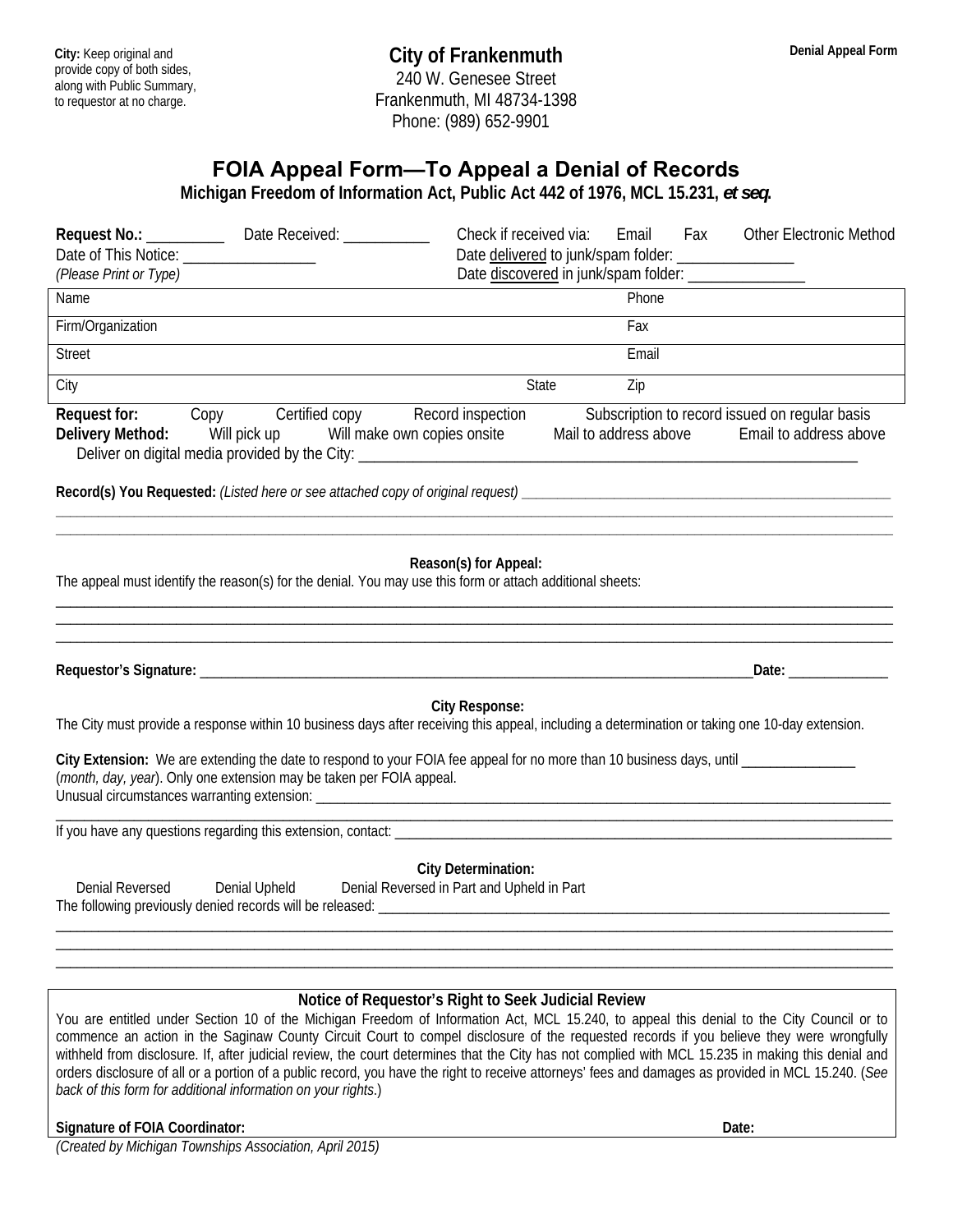**City:** Keep original and provide copy of both sides, along with Public Summary, to requestor at no charge.

**Denial Appeal Form**

# City of Frankenmuth

240 W. Genesee Street
Frankenmuth, MI 48734-1398
Phone: (989) 652-9901

## FOIA Appeal Form—To Appeal a Denial of Records

**Michigan Freedom of Information Act, Public Act 442 of 1976, MCL 15.231, *et seq.***

**Request No.:** __________ Date Received: ___________ Check if received via: Email Fax Other Electronic Method

Date of This Notice: _________________ Date delivered to junk/spam folder: _______________

*(Please Print or Type)* Date discovered in junk/spam folder: _______________

| | |
|---|---|
| Name | Phone |
| Firm/Organization | Fax |
| Street | Email |
| City State | Zip |

**Request for:** Copy Certified copy Record inspection Subscription to record issued on regular basis

**Delivery Method:** Will pick up Will make own copies onsite Mail to address above Email to address above

Deliver on digital media provided by the City: ___________________________________________

**Record(s) You Requested:** *(Listed here or see attached copy of original request)* ___________________________________________

___________________________________________

___________________________________________

**Reason(s) for Appeal:**

The appeal must identify the reason(s) for the denial. You may use this form or attach additional sheets:

___________________________________________

___________________________________________

___________________________________________

**Requestor's Signature:** ___________________________________________ **Date:** ______________

**City Response:**

The City must provide a response within 10 business days after receiving this appeal, including a determination or taking one 10-day extension.

**City Extension:** We are extending the date to respond to your FOIA fee appeal for no more than 10 business days, until _______________ (*month, day, year*). Only one extension may be taken per FOIA appeal.

Unusual circumstances warranting extension: ___________________________________________

___________________________________________

If you have any questions regarding this extension, contact: ___________________________________________

**City Determination:**

Denial Reversed Denial Upheld Denial Reversed in Part and Upheld in Part

The following previously denied records will be released: ___________________________________________

___________________________________________

___________________________________________

___________________________________________

**Notice of Requestor's Right to Seek Judicial Review**

You are entitled under Section 10 of the Michigan Freedom of Information Act, MCL 15.240, to appeal this denial to the City Council or to commence an action in the Saginaw County Circuit Court to compel disclosure of the requested records if you believe they were wrongfully withheld from disclosure. If, after judicial review, the court determines that the City has not complied with MCL 15.235 in making this denial and orders disclosure of all or a portion of a public record, you have the right to receive attorneys' fees and damages as provided in MCL 15.240. (*See back of this form for additional information on your rights*.)

**Signature of FOIA Coordinator:** **Date:**

*(Created by Michigan Townships Association, April 2015)*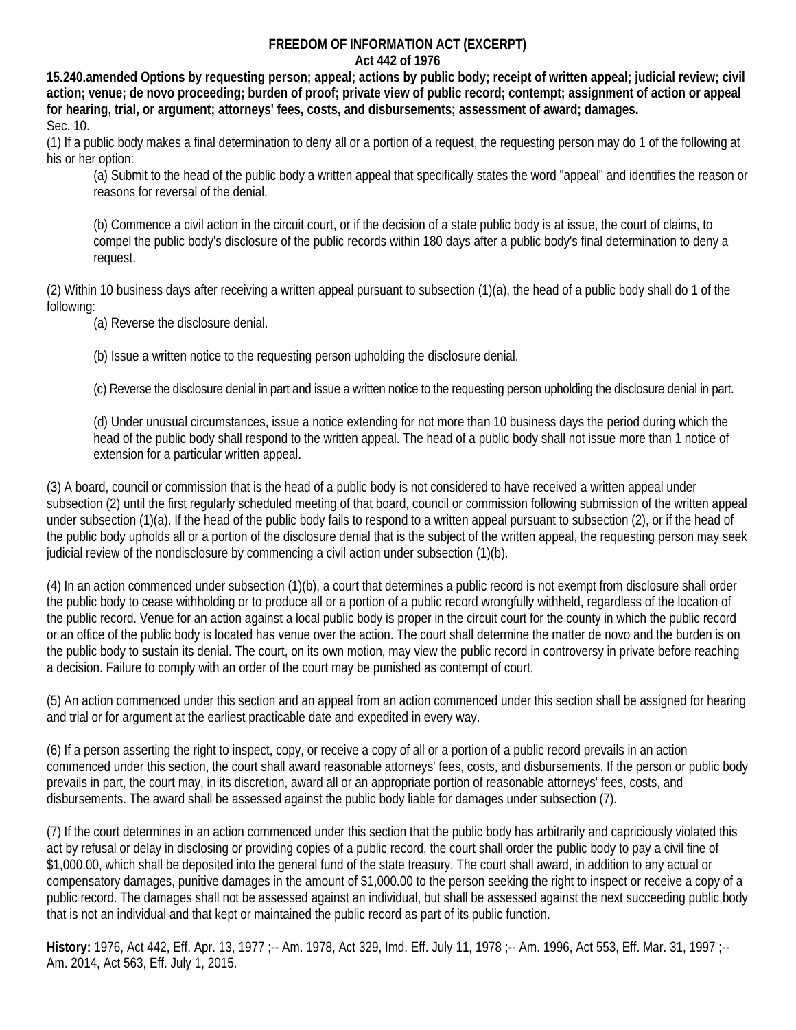**FREEDOM OF INFORMATION ACT (EXCERPT)**
**Act 442 of 1976**

**15.240.amended Options by requesting person; appeal; actions by public body; receipt of written appeal; judicial review; civil action; venue; de novo proceeding; burden of proof; private view of public record; contempt; assignment of action or appeal for hearing, trial, or argument; attorneys' fees, costs, and disbursements; assessment of award; damages.**

Sec. 10.

(1) If a public body makes a final determination to deny all or a portion of a request, the requesting person may do 1 of the following at his or her option:

(a) Submit to the head of the public body a written appeal that specifically states the word "appeal" and identifies the reason or reasons for reversal of the denial.

(b) Commence a civil action in the circuit court, or if the decision of a state public body is at issue, the court of claims, to compel the public body's disclosure of the public records within 180 days after a public body's final determination to deny a request.

(2) Within 10 business days after receiving a written appeal pursuant to subsection (1)(a), the head of a public body shall do 1 of the following:

(a) Reverse the disclosure denial.

(b) Issue a written notice to the requesting person upholding the disclosure denial.

(c) Reverse the disclosure denial in part and issue a written notice to the requesting person upholding the disclosure denial in part.

(d) Under unusual circumstances, issue a notice extending for not more than 10 business days the period during which the head of the public body shall respond to the written appeal. The head of a public body shall not issue more than 1 notice of extension for a particular written appeal.

(3) A board, council or commission that is the head of a public body is not considered to have received a written appeal under subsection (2) until the first regularly scheduled meeting of that board, council or commission following submission of the written appeal under subsection (1)(a). If the head of the public body fails to respond to a written appeal pursuant to subsection (2), or if the head of the public body upholds all or a portion of the disclosure denial that is the subject of the written appeal, the requesting person may seek judicial review of the nondisclosure by commencing a civil action under subsection (1)(b).

(4) In an action commenced under subsection (1)(b), a court that determines a public record is not exempt from disclosure shall order the public body to cease withholding or to produce all or a portion of a public record wrongfully withheld, regardless of the location of the public record. Venue for an action against a local public body is proper in the circuit court for the county in which the public record or an office of the public body is located has venue over the action. The court shall determine the matter de novo and the burden is on the public body to sustain its denial. The court, on its own motion, may view the public record in controversy in private before reaching a decision. Failure to comply with an order of the court may be punished as contempt of court.

(5) An action commenced under this section and an appeal from an action commenced under this section shall be assigned for hearing and trial or for argument at the earliest practicable date and expedited in every way.

(6) If a person asserting the right to inspect, copy, or receive a copy of all or a portion of a public record prevails in an action commenced under this section, the court shall award reasonable attorneys' fees, costs, and disbursements. If the person or public body prevails in part, the court may, in its discretion, award all or an appropriate portion of reasonable attorneys' fees, costs, and disbursements. The award shall be assessed against the public body liable for damages under subsection (7).

(7) If the court determines in an action commenced under this section that the public body has arbitrarily and capriciously violated this act by refusal or delay in disclosing or providing copies of a public record, the court shall order the public body to pay a civil fine of $1,000.00, which shall be deposited into the general fund of the state treasury. The court shall award, in addition to any actual or compensatory damages, punitive damages in the amount of $1,000.00 to the person seeking the right to inspect or receive a copy of a public record. The damages shall not be assessed against an individual, but shall be assessed against the next succeeding public body that is not an individual and that kept or maintained the public record as part of its public function.

**History:** 1976, Act 442, Eff. Apr. 13, 1977 ;-- Am. 1978, Act 329, Imd. Eff. July 11, 1978 ;-- Am. 1996, Act 553, Eff. Mar. 31, 1997 ;-- Am. 2014, Act 563, Eff. July 1, 2015.